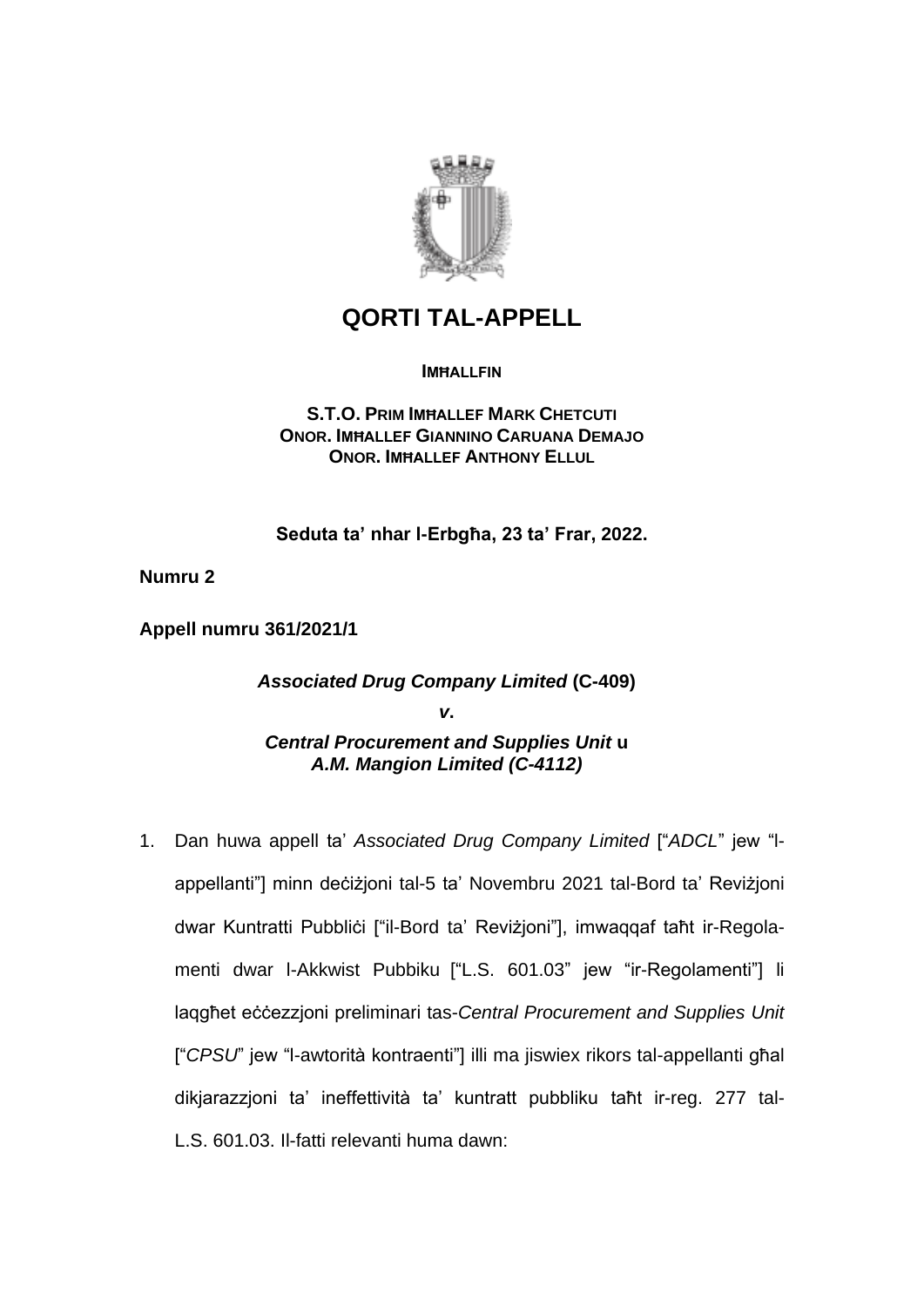# QORTI TAL-APPELL

**IMĦALLFIN**

**S.T.O. PRIM IMĦALLEF MARK CHETCUTI**
**ONOR. IMĦALLEF GIANNINO CARUANA DEMAJO**
**ONOR. IMĦALLEF ANTHONY ELLUL**

**Seduta ta' nhar l-Erbgħa, 23 ta' Frar, 2022.**

**Numru 2**

**Appell numru 361/2021/1**

***Associated Drug Company Limited* (C-409)**

***v.***

***Central Procurement and Supplies Unit* u**
***A.M. Mangion Limited (C-4112)***

1. Dan huwa appell ta' *Associated Drug Company Limited* ["*ADCL*" jew "l-appellanti"] minn deċiżjoni tal-5 ta' Novembru 2021 tal-Bord ta' Reviżjoni dwar Kuntratti Pubbliċi ["il-Bord ta' Reviżjoni"], imwaqqaf taħt ir-Regolamenti dwar l-Akkwist Pubbiku ["L.S. 601.03" jew "ir-Regolamenti"] li laqgħet eċċezzjoni preliminari tas-*Central Procurement and Supplies Unit* ["*CPSU*" jew "l-awtorità kontraenti"] illi ma jiswiex rikors tal-appellanti għal dikjarazzjoni ta' ineffettività ta' kuntratt pubbliku taħt ir-reg. 277 tal-L.S. 601.03. Il-fatti relevanti huma dawn: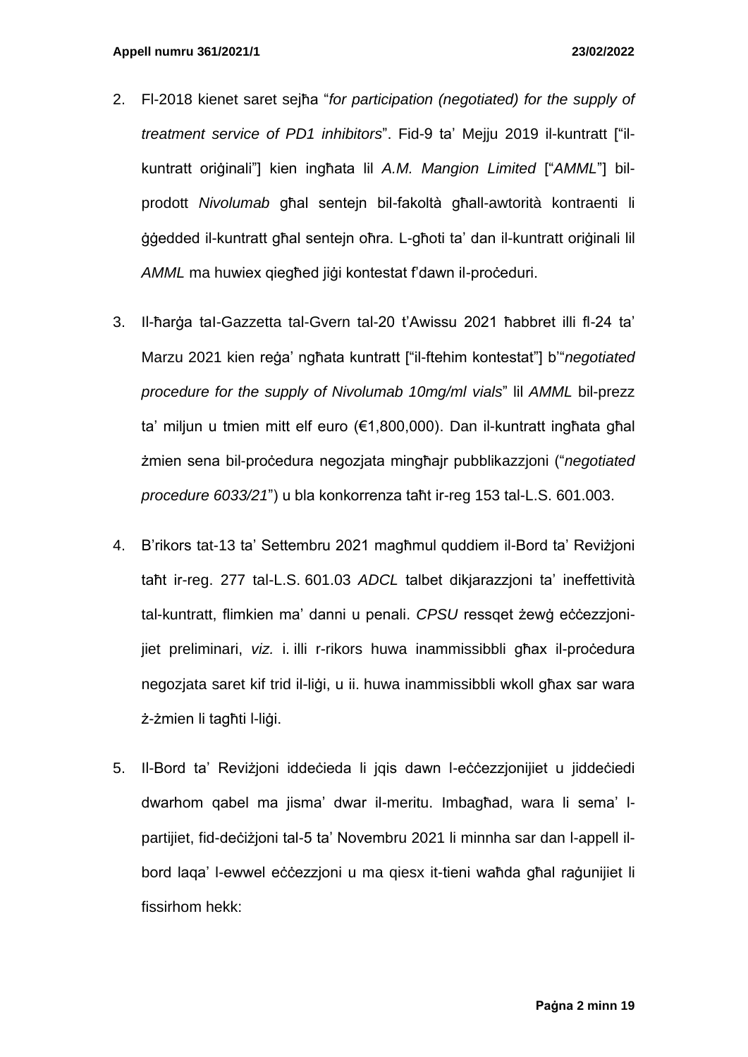2. Fl-2018 kienet saret sejħa "*for participation (negotiated) for the supply of treatment service of PD1 inhibitors*". Fid-9 ta' Mejju 2019 il-kuntratt ["il-kuntratt oriġinali"] kien ingħata lil *A.M. Mangion Limited* ["*AMML*"] bil-prodott *Nivolumab* għal sentejn bil-fakoltà għall-awtorità kontraenti li ġġedded il-kuntratt għal sentejn oħra. L-għoti ta' dan il-kuntratt oriġinali lil *AMML* ma huwiex qiegħed jiġi kontestat f'dawn il-proċeduri.

3. Il-ħarġa taI-Gazzetta tal-Gvern tal-20 t'Awissu 2021 ħabbret illi fl-24 ta' Marzu 2021 kien reġa' ngħata kuntratt ["il-ftehim kontestat"] b'"*negotiated procedure for the supply of Nivolumab 10mg/ml vials*" lil *AMML* bil-prezz ta' miljun u tmien mitt elf euro (€1,800,000). Dan il-kuntratt ingħata għal żmien sena bil-proċedura negozjata mingħajr pubblikazzjoni ("*negotiated procedure 6033/21*") u bla konkorrenza taħt ir-reg 153 tal-L.S. 601.003.

4. B'rikors tat-13 ta' Settembru 2021 magħmul quddiem il-Bord ta' Reviżjoni taħt ir-reg. 277 tal-L.S. 601.03 *ADCL* talbet dikjarazzjoni ta' ineffettività tal-kuntratt, flimkien ma' danni u penali. *CPSU* ressqet żewġ eċċezzjonijiet preliminari, *viz.* i. illi r-rikors huwa inammissibbli għax il-proċedura negozjata saret kif trid il-liġi, u ii. huwa inammissibbli wkoll għax sar wara ż-żmien li tagħti l-liġi.

5. Il-Bord ta' Reviżjoni iddeċieda li jqis dawn l-eċċezzjonijiet u jiddeċiedi dwarhom qabel ma jisma' dwar il-meritu. Imbagħad, wara li sema' l-partijiet, fid-deċiżjoni tal-5 ta' Novembru 2021 li minnha sar dan l-appell il-bord laqa' l-ewwel eċċezzjoni u ma qiesx it-tieni waħda għal raġunijiet li fissirhom hekk: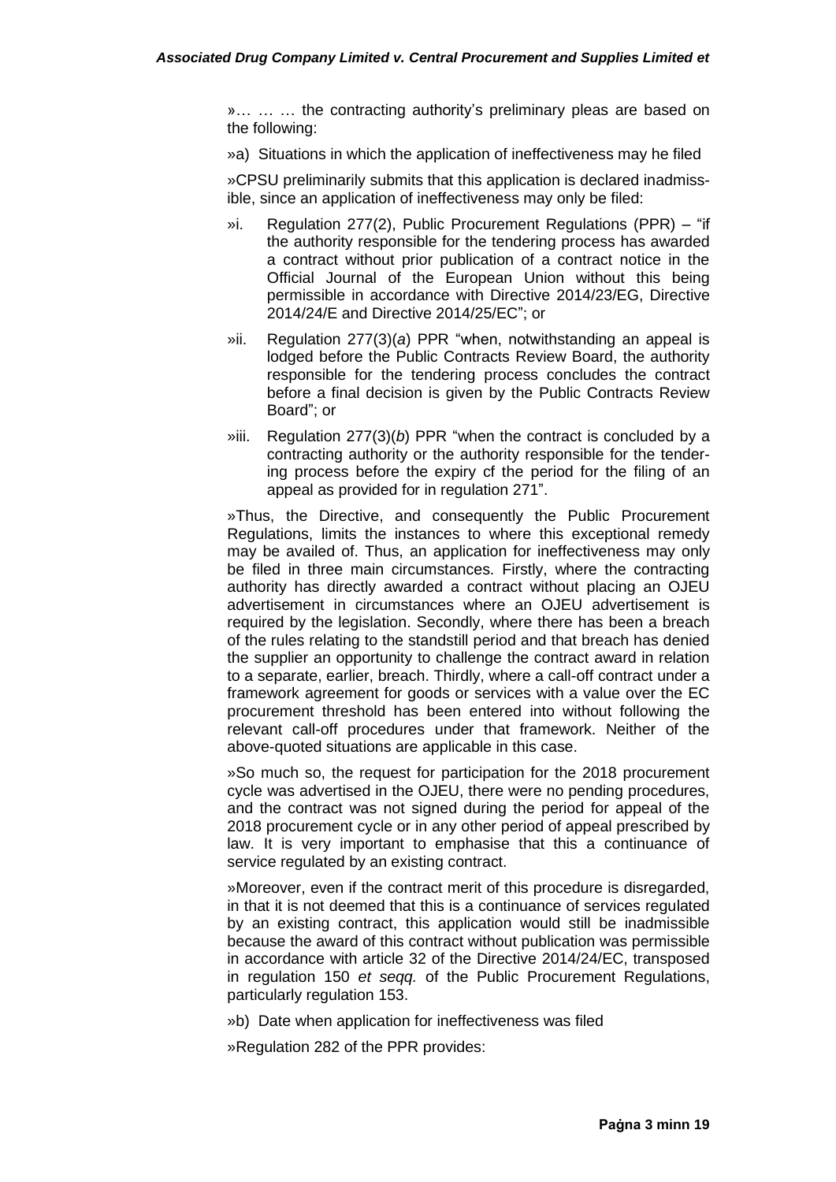»… … … the contracting authority's preliminary pleas are based on the following:

»a) Situations in which the application of ineffectiveness may he filed

»CPSU preliminarily submits that this application is declared inadmissible, since an application of ineffectiveness may only be filed:

»i. Regulation 277(2), Public Procurement Regulations (PPR) – "if the authority responsible for the tendering process has awarded a contract without prior publication of a contract notice in the Official Journal of the European Union without this being permissible in accordance with Directive 2014/23/EG, Directive 2014/24/E and Directive 2014/25/EC"; or

»ii. Regulation 277(3)(*a*) PPR "when, notwithstanding an appeal is lodged before the Public Contracts Review Board, the authority responsible for the tendering process concludes the contract before a final decision is given by the Public Contracts Review Board"; or

»iii. Regulation 277(3)(*b*) PPR "when the contract is concluded by a contracting authority or the authority responsible for the tendering process before the expiry cf the period for the filing of an appeal as provided for in regulation 271".

»Thus, the Directive, and consequently the Public Procurement Regulations, limits the instances to where this exceptional remedy may be availed of. Thus, an application for ineffectiveness may only be filed in three main circumstances. Firstly, where the contracting authority has directly awarded a contract without placing an OJEU advertisement in circumstances where an OJEU advertisement is required by the legislation. Secondly, where there has been a breach of the rules relating to the standstill period and that breach has denied the supplier an opportunity to challenge the contract award in relation to a separate, earlier, breach. Thirdly, where a call-off contract under a framework agreement for goods or services with a value over the EC procurement threshold has been entered into without following the relevant call-off procedures under that framework. Neither of the above-quoted situations are applicable in this case.

»So much so, the request for participation for the 2018 procurement cycle was advertised in the OJEU, there were no pending procedures, and the contract was not signed during the period for appeal of the 2018 procurement cycle or in any other period of appeal prescribed by law. It is very important to emphasise that this a continuance of service regulated by an existing contract.

»Moreover, even if the contract merit of this procedure is disregarded, in that it is not deemed that this is a continuance of services regulated by an existing contract, this application would still be inadmissible because the award of this contract without publication was permissible in accordance with article 32 of the Directive 2014/24/EC, transposed in regulation 150 *et seqq.* of the Public Procurement Regulations, particularly regulation 153.

»b) Date when application for ineffectiveness was filed

»Regulation 282 of the PPR provides: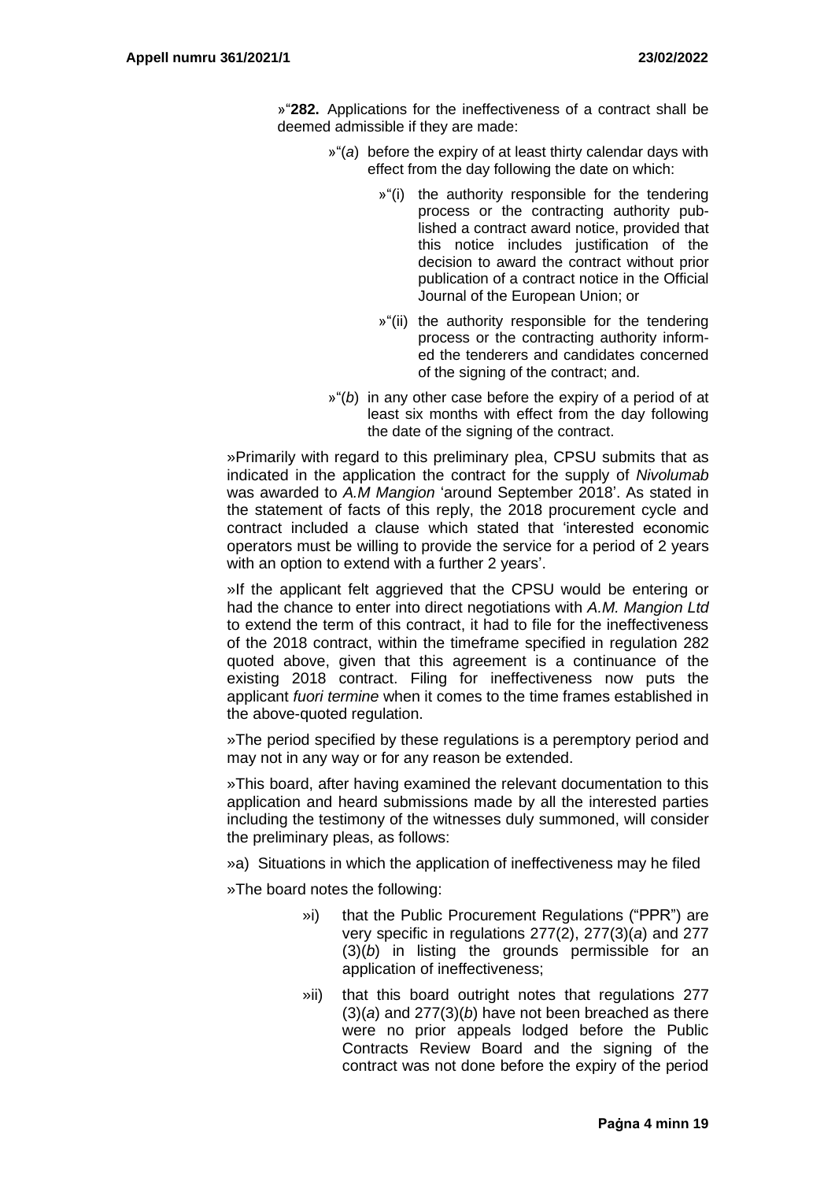»"**282.** Applications for the ineffectiveness of a contract shall be deemed admissible if they are made:

»"(*a*) before the expiry of at least thirty calendar days with effect from the day following the date on which:

»"(i) the authority responsible for the tendering process or the contracting authority published a contract award notice, provided that this notice includes justification of the decision to award the contract without prior publication of a contract notice in the Official Journal of the European Union; or

»"(ii) the authority responsible for the tendering process or the contracting authority informed the tenderers and candidates concerned of the signing of the contract; and.

»"(*b*) in any other case before the expiry of a period of at least six months with effect from the day following the date of the signing of the contract.

»Primarily with regard to this preliminary plea, CPSU submits that as indicated in the application the contract for the supply of *Nivolumab* was awarded to *A.M Mangion* 'around September 2018'. As stated in the statement of facts of this reply, the 2018 procurement cycle and contract included a clause which stated that 'interested economic operators must be willing to provide the service for a period of 2 years with an option to extend with a further 2 years'.

»If the applicant felt aggrieved that the CPSU would be entering or had the chance to enter into direct negotiations with *A.M. Mangion Ltd* to extend the term of this contract, it had to file for the ineffectiveness of the 2018 contract, within the timeframe specified in regulation 282 quoted above, given that this agreement is a continuance of the existing 2018 contract. Filing for ineffectiveness now puts the applicant *fuori termine* when it comes to the time frames established in the above-quoted regulation.

»The period specified by these regulations is a peremptory period and may not in any way or for any reason be extended.

»This board, after having examined the relevant documentation to this application and heard submissions made by all the interested parties including the testimony of the witnesses duly summoned, will consider the preliminary pleas, as follows:

»a) Situations in which the application of ineffectiveness may he filed

»The board notes the following:

»i) that the Public Procurement Regulations ("PPR") are very specific in regulations 277(2), 277(3)(*a*) and 277 (3)(*b*) in listing the grounds permissible for an application of ineffectiveness;

»ii) that this board outright notes that regulations 277 (3)(*a*) and 277(3)(*b*) have not been breached as there were no prior appeals lodged before the Public Contracts Review Board and the signing of the contract was not done before the expiry of the period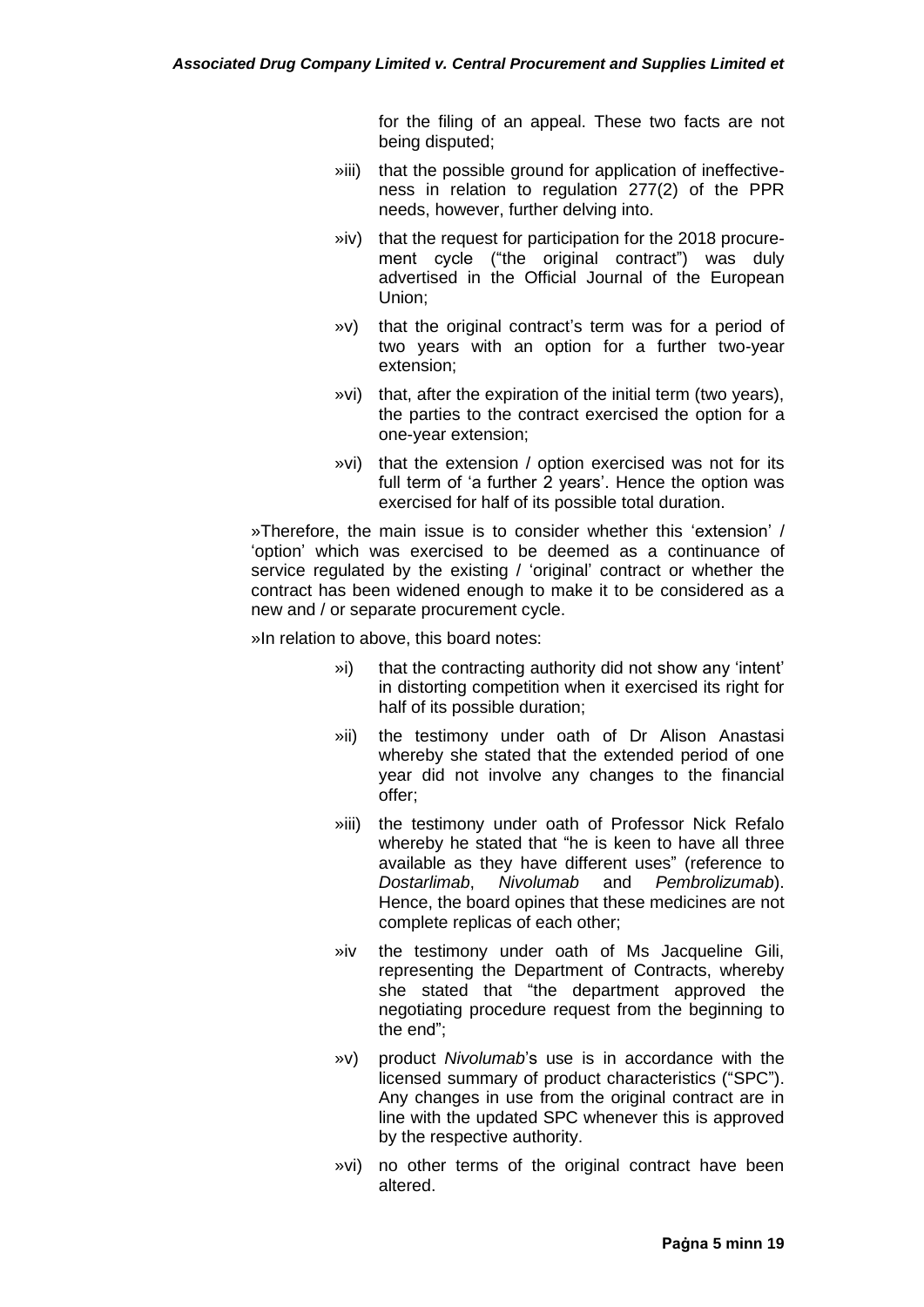for the filing of an appeal. These two facts are not being disputed;

»iii) that the possible ground for application of ineffectiveness in relation to regulation 277(2) of the PPR needs, however, further delving into.

»iv) that the request for participation for the 2018 procurement cycle ("the original contract") was duly advertised in the Official Journal of the European Union;

»v) that the original contract's term was for a period of two years with an option for a further two-year extension;

»vi) that, after the expiration of the initial term (two years), the parties to the contract exercised the option for a one-year extension;

»vi) that the extension / option exercised was not for its full term of 'a further 2 years'. Hence the option was exercised for half of its possible total duration.

»Therefore, the main issue is to consider whether this 'extension' / 'option' which was exercised to be deemed as a continuance of service regulated by the existing / 'original' contract or whether the contract has been widened enough to make it to be considered as a new and / or separate procurement cycle.

»In relation to above, this board notes:

»i) that the contracting authority did not show any 'intent' in distorting competition when it exercised its right for half of its possible duration;

»ii) the testimony under oath of Dr Alison Anastasi whereby she stated that the extended period of one year did not involve any changes to the financial offer;

»iii) the testimony under oath of Professor Nick Refalo whereby he stated that "he is keen to have all three available as they have different uses" (reference to *Dostarlimab*, *Nivolumab* and *Pembrolizumab*). Hence, the board opines that these medicines are not complete replicas of each other;

»iv the testimony under oath of Ms Jacqueline Gili, representing the Department of Contracts, whereby she stated that "the department approved the negotiating procedure request from the beginning to the end";

»v) product *Nivolumab*'s use is in accordance with the licensed summary of product characteristics ("SPC"). Any changes in use from the original contract are in line with the updated SPC whenever this is approved by the respective authority.

»vi) no other terms of the original contract have been altered.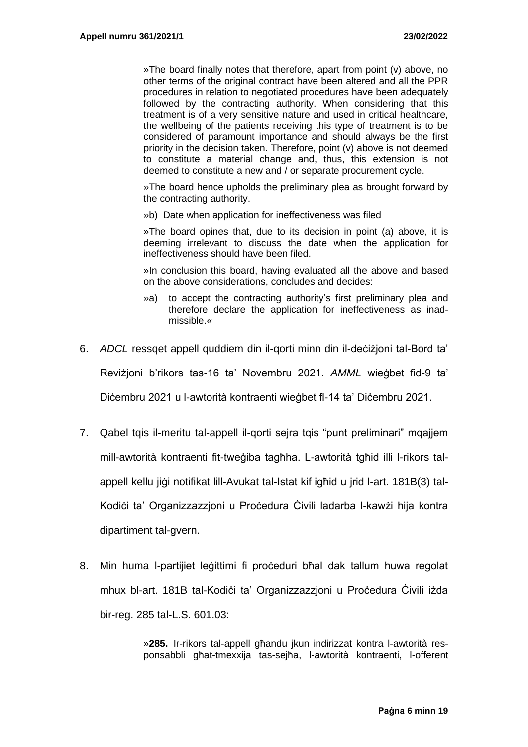»The board finally notes that therefore, apart from point (v) above, no other terms of the original contract have been altered and all the PPR procedures in relation to negotiated procedures have been adequately followed by the contracting authority. When considering that this treatment is of a very sensitive nature and used in critical healthcare, the wellbeing of the patients receiving this type of treatment is to be considered of paramount importance and should always be the first priority in the decision taken. Therefore, point (v) above is not deemed to constitute a material change and, thus, this extension is not deemed to constitute a new and / or separate procurement cycle.

»The board hence upholds the preliminary plea as brought forward by the contracting authority.

»b) Date when application for ineffectiveness was filed

»The board opines that, due to its decision in point (a) above, it is deeming irrelevant to discuss the date when the application for ineffectiveness should have been filed.

»In conclusion this board, having evaluated all the above and based on the above considerations, concludes and decides:

»a) to accept the contracting authority's first preliminary plea and therefore declare the application for ineffectiveness as inadmissible.«

6. *ADCL* ressqet appell quddiem din il-qorti minn din id-deċiżjoni tal-Bord ta' Reviżjoni b'rikors tas-16 ta' Novembru 2021. *AMML* wieġbet fid-9 ta' Diċembru 2021 u l-awtorità kontraenti wieġbet fl-14 ta' Diċembru 2021.

7. Qabel tqis il-meritu tal-appell il-qorti sejra tqis "punt preliminari" mqajjem mill-awtorità kontraenti fit-tweġiba tagħha. L-awtorità tgħid illi l-rikors tal-appell kellu jiġi notifikat lill-Avukat tal-Istat kif igħid u jrid l-art. 181B(3) tal-Kodiċi ta' Organizzazzjoni u Proċedura Ċivili ladarba l-kawżi hija kontra dipartiment tal-gvern.

8. Min huma l-partijiet leġittimi fi proċeduri bħal dak tallum huwa regolat mhux bl-art. 181B tal-Kodiċi ta' Organizzazzjoni u Proċedura Ċivili iżda bir-reg. 285 tal-L.S. 601.03:

»**285.** Ir-rikors tal-appell għandu jkun indirizzat kontra l-awtorità responsabbli għat-tmexxija tas-sejħa, l-awtorità kontraenti, l-offerent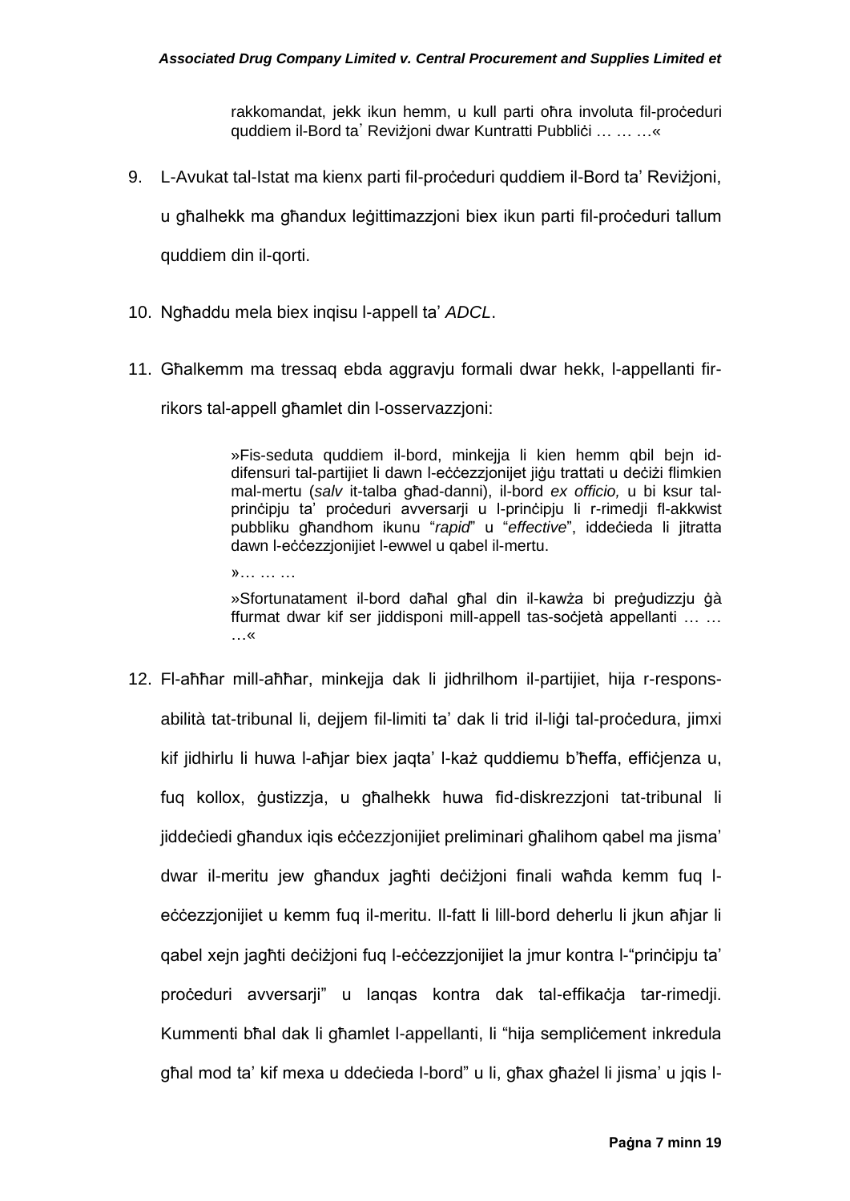> rakkomandat, jekk ikun hemm, u kull parti oħra involuta fil-proċeduri quddiem il-Bord ta' Reviżjoni dwar Kuntratti Pubbliċi … … …«

9. L-Avukat tal-Istat ma kienx parti fil-proċeduri quddiem il-Bord ta' Reviżjoni, u għalhekk ma għandux leġittimazzjoni biex ikun parti fil-proċeduri tallum quddiem din il-qorti.

10. Ngħaddu mela biex inqisu l-appell ta' *ADCL*.

11. Għalkemm ma tressaq ebda aggravju formali dwar hekk, l-appellanti fir-rikors tal-appell għamlet din l-osservazzjoni:

> »Fis-seduta quddiem il-bord, minkejja li kien hemm qbil bejn id-difensuri tal-partijiet li dawn l-eċċezzjonijet jiġu trattati u deċiżi flimkien mal-mertu (*salv* it-talba għad-danni), il-bord *ex officio,* u bi ksur tal-prinċipju ta' proċeduri avversarji u l-prinċipju li r-rimedji fl-akkwist pubbliku għandhom ikunu "*rapid*" u "*effective*", iddeċieda li jitratta dawn l-eċċezzjonijiet l-ewwel u qabel il-mertu.
>
> »… … …
>
> »Sfortunatament il-bord daħal għal din il-kawża bi preġudizzju ġà ffurmat dwar kif ser jiddisponi mill-appell tas-soċjetà appellanti … … …«

12. Fl-aħħar mill-aħħar, minkejja dak li jidhrilhom il-partijiet, hija r-responsabilità tat-tribunal li, dejjem fil-limiti ta' dak li trid il-liġi tal-proċedura, jimxi kif jidhirlu li huwa l-aħjar biex jaqta' l-każ quddiemu b'ħeffa, effiċjenza u, fuq kollox, ġustizzja, u għalhekk huwa fid-diskrezzjoni tat-tribunal li jiddeċiedi għandux iqis eċċezzjonijiet preliminari għalihom qabel ma jisma' dwar il-meritu jew għandux jagħti deċiżjoni finali waħda kemm fuq l-eċċezzjonijiet u kemm fuq il-meritu. Il-fatt li lill-bord deherlu li jkun aħjar li qabel xejn jagħti deċiżjoni fuq l-eċċezzjonijiet la jmur kontra l-"prinċipju ta' proċeduri avversarji" u lanqas kontra dak tal-effikaċja tar-rimedji. Kummenti bħal dak li għamlet l-appellanti, li "hija sempliċement inkredula għal mod ta' kif mexa u ddeċieda l-bord" u li, għax għażel li jisma' u jqis l-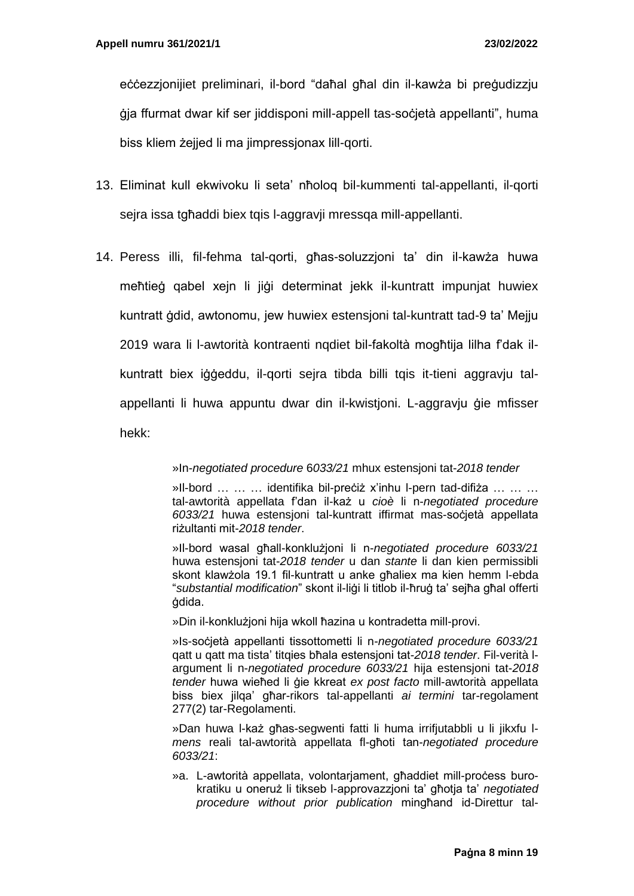eċċezzjonijiet preliminari, il-bord "daħal għal din il-kawża bi preġudizzju ġja ffurmat dwar kif ser jiddisponi mill-appell tas-soċjetà appellanti", huma biss kliem żejjed li ma jimpressjonax lill-qorti.

13. Eliminat kull ekwivoku li seta' nħoloq bil-kummenti tal-appellanti, il-qorti sejra issa tgħaddi biex tqis l-aggravji mressqa mill-appellanti.

14. Peress illi, fil-fehma tal-qorti, għas-soluzzjoni ta' din il-kawża huwa meħtieġ qabel xejn li jiġi determinat jekk il-kuntratt impunjat huwiex kuntratt ġdid, awtonomu, jew huwiex estensjoni tal-kuntratt tad-9 ta' Mejju 2019 wara li l-awtorità kontraenti nqdiet bil-fakoltà mogħtija lilha f'dak il-kuntratt biex iġġeddu, il-qorti sejra tibda billi tqis it-tieni aggravju tal-appellanti li huwa appuntu dwar din il-kwistjoni. L-aggravju ġie mfisser hekk:

> »In-*negotiated procedure* 6033/21 mhux estensjoni tat-*2018 tender*
>
> »Il-bord … … … identifika bil-preċiż x'inhu l-pern tad-difiża … … … tal-awtorità appellata f'dan il-każ u *cioè* li n-*negotiated procedure 6033/21* huwa estensjoni tal-kuntratt iffirmat mas-soċjetà appellata riżultanti mit-*2018 tender*.
>
> »Il-bord wasal għall-konklużjoni li n-*negotiated procedure 6033/21* huwa estensjoni tat-*2018 tender* u dan *stante* li dan kien permissibli skont klawżola 19.1 fil-kuntratt u anke għaliex ma kien hemm l-ebda "*substantial modification*" skont il-liġi li titlob il-ħruġ ta' sejħa għal offerti ġdida.
>
> »Din il-konklużjoni hija wkoll ħazina u kontradetta mill-provi.
>
> »Is-soċjetà appellanti tissottometti li n-*negotiated procedure 6033/21* qatt u qatt ma tista' titqies bħala estensjoni tat-*2018 tender*. Fil-verità l-argument li n-*negotiated procedure 6033/21* hija estensjoni tat-*2018 tender* huwa wieħed li ġie kkreat *ex post facto* mill-awtorità appellata biss biex jilqa' għar-rikors tal-appellanti *ai termini* tar-regolament 277(2) tar-Regolamenti.
>
> »Dan huwa l-każ għas-segwenti fatti li huma irrifjutabbli u li jikxfu l-*mens* reali tal-awtorità appellata fl-għoti tan-*negotiated procedure 6033/21*:
>
> »a. L-awtorità appellata, volontarjament, għaddiet mill-proċess buro-kratiku u oneruż li tikseb l-approvazzjoni ta' għotja ta' *negotiated procedure without prior publication* mingħand id-Direttur tal-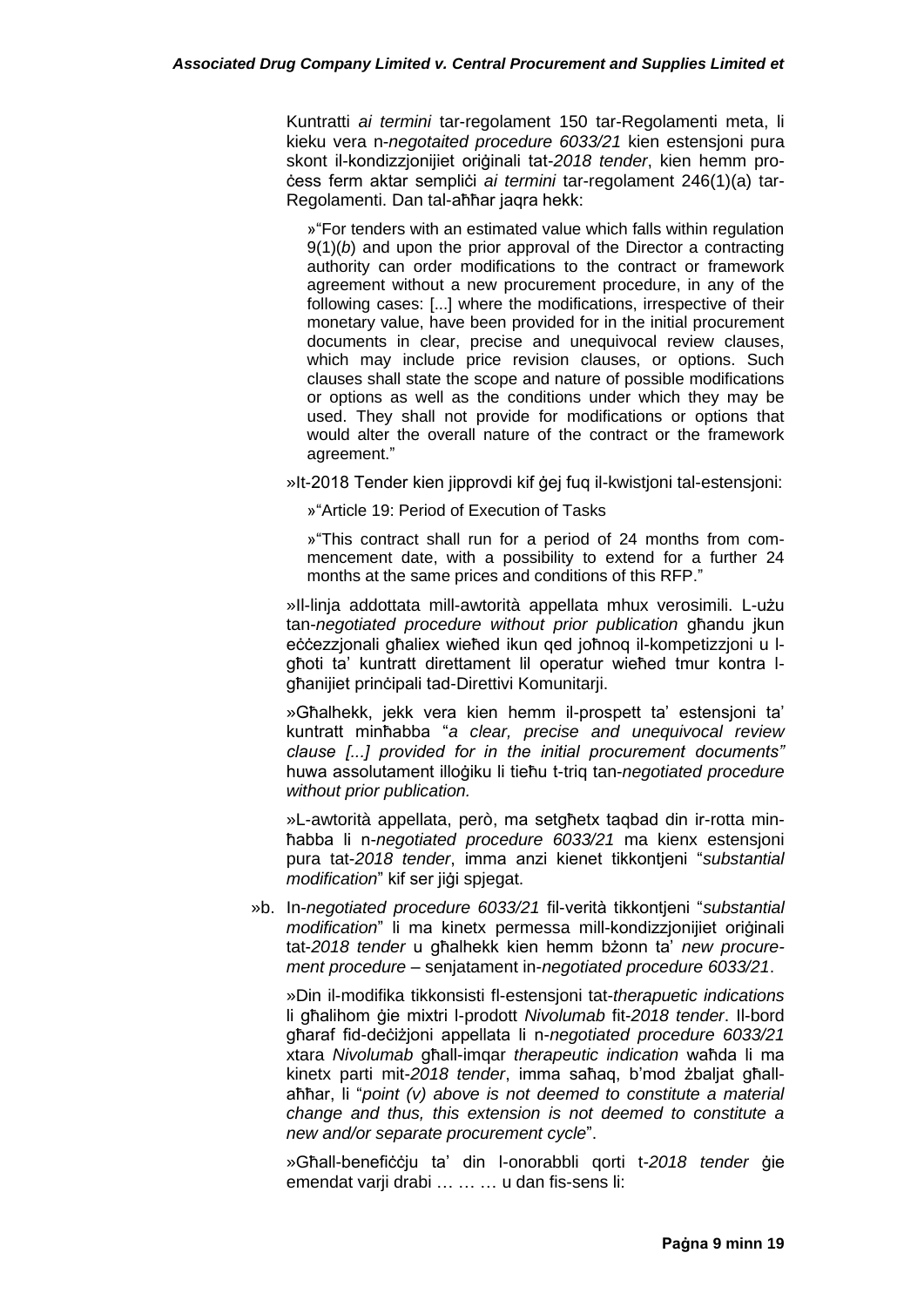Kuntratti *ai termini* tar-regolament 150 tar-Regolamenti meta, li kieku vera n-*negotaited procedure 6033/21* kien estensjoni pura skont il-kondizzjonijiet oriġinali tat-*2018 tender*, kien hemm proċess ferm aktar sempliċi *ai termini* tar-regolament 246(1)(a) tar-Regolamenti. Dan tal-aħħar jaqra hekk:

> »"For tenders with an estimated value which falls within regulation 9(1)(*b*) and upon the prior approval of the Director a contracting authority can order modifications to the contract or framework agreement without a new procurement procedure, in any of the following cases: [...] where the modifications, irrespective of their monetary value, have been provided for in the initial procurement documents in clear, precise and unequivocal review clauses, which may include price revision clauses, or options. Such clauses shall state the scope and nature of possible modifications or options as well as the conditions under which they may be used. They shall not provide for modifications or options that would alter the overall nature of the contract or the framework agreement."

»It-2018 Tender kien jipprovdi kif ġej fuq il-kwistjoni tal-estensjoni:

> »"Article 19: Period of Execution of Tasks
>
> »"This contract shall run for a period of 24 months from commencement date, with a possibility to extend for a further 24 months at the same prices and conditions of this RFP."

»Il-linja addottata mill-awtorità appellata mhux verosimili. L-użu tan-*negotiated procedure without prior publication* għandu jkun eċċezzjonali għaliex wieħed ikun qed joħnoq il-kompetizzjoni u l-għoti ta' kuntratt direttament lil operatur wieħed tmur kontra l-għanijiet prinċipali tad-Direttivi Komunitarji.

»Għalhekk, jekk vera kien hemm il-prospett ta' estensjoni ta' kuntratt minħabba "*a clear, precise and unequivocal review clause [...] provided for in the initial procurement documents"* huwa assolutament illoġiku li tieħu t-triq tan-*negotiated procedure without prior publication.*

»L-awtorità appellata, però, ma setgħetx taqbad din ir-rotta minħabba li n-*negotiated procedure 6033/21* ma kienx estensjoni pura tat-*2018 tender*, imma anzi kienet tikkontjeni "*substantial modification*" kif ser jiġi spjegat.

»b. In-*negotiated procedure 6033/21* fil-verità tikkontjeni "*substantial modification*" li ma kinetx permessa mill-kondizzjonijiet oriġinali tat-*2018 tender* u għalhekk kien hemm bżonn ta' *new procurement procedure* – senjatament in-*negotiated procedure 6033/21*.

»Din il-modifika tikkonsisti fl-estensjoni tat-*therapuetic indications* li għalihom ġie mixtri l-prodott *Nivolumab* fit-*2018 tender*. Il-bord għaraf fid-deċiżjoni appellata li n-*negotiated procedure 6033/21* xtara *Nivolumab* għall-imqar *therapeutic indication* waħda li ma kinetx parti mit-*2018 tender*, imma saħaq, b'mod żbaljat għall-aħħar, li "*point (v) above is not deemed to constitute a material change and thus, this extension is not deemed to constitute a new and/or separate procurement cycle*".

»Għall-benefiċċju ta' din l-onorabbli qorti t-*2018 tender* ġie emendat varji drabi … … … u dan fis-sens li: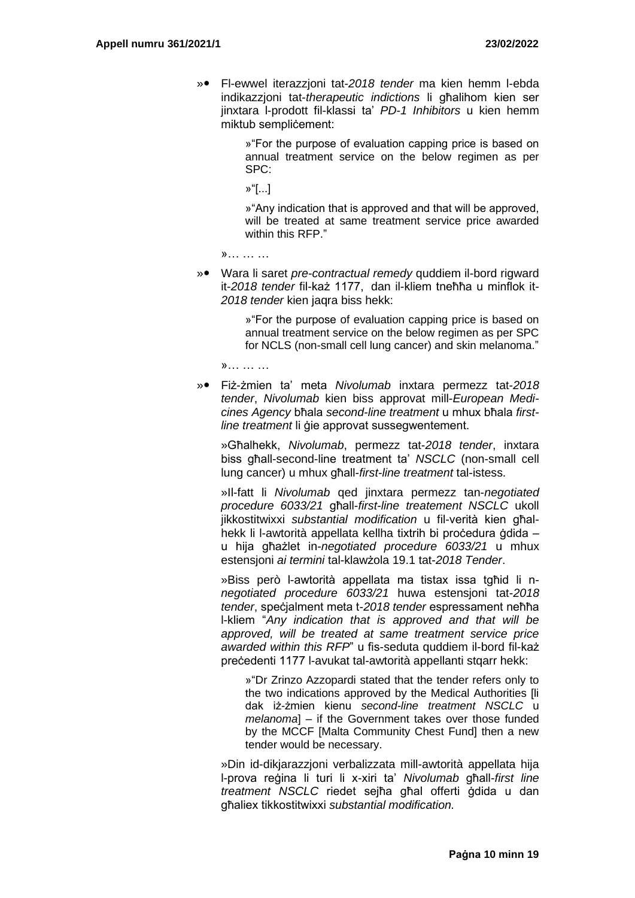»• Fl-ewwel iterazzjoni tat-*2018 tender* ma kien hemm l-ebda indikazzjoni tat-*therapeutic indictions* li għalihom kien ser jinxtara l-prodott fil-klassi ta' *PD-1 Inhibitors* u kien hemm miktub sempliċement:

> »"For the purpose of evaluation capping price is based on annual treatment service on the below regimen as per SPC:
>
> »"[...]
>
> »"Any indication that is approved and that will be approved, will be treated at same treatment service price awarded within this RFP."

»… … …

»• Wara li saret *pre-contractual remedy* quddiem il-bord rigward it-*2018 tender* fil-każ 1177, dan il-kliem tneħħa u minflok it-*2018 tender* kien jaqra biss hekk:

> »"For the purpose of evaluation capping price is based on annual treatment service on the below regimen as per SPC for NCLS (non-small cell lung cancer) and skin melanoma."

»… … …

»• Fiż-żmien ta' meta *Nivolumab* inxtara permezz tat-*2018 tender*, *Nivolumab* kien biss approvat mill-*European Medicines Agency* bħala *second-line treatment* u mhux bħala *first-line treatment* li ġie approvat sussegwentement.

»Għalhekk, *Nivolumab*, permezz tat-*2018 tender*, inxtara biss għall-second-line treatment ta' *NSCLC* (non-small cell lung cancer) u mhux għall-*first-line treatment* tal-istess.

»Il-fatt li *Nivolumab* qed jinxtara permezz tan-*negotiated procedure 6033/21* għall-*first-line treatement NSCLC* ukoll jikkostitwixxi *substantial modification* u fil-verità kien għalhekk li l-awtorità appellata kellha tixtrih bi proċedura ġdida – u hija għażlet in-*negotiated procedure 6033/21* u mhux estensjoni *ai termini* tal-klawżola 19.1 tat-*2018 Tender*.

»Biss però l-awtorità appellata ma tistax issa tgħid li n-*negotiated procedure 6033/21* huwa estensjoni tat-*2018 tender*, speċjalment meta t-*2018 tender* espressament neħħa l-kliem "*Any indication that is approved and that will be approved, will be treated at same treatment service price awarded within this RFP*" u fis-seduta quddiem il-bord fil-każ preċedenti 1177 l-avukat tal-awtorità appellanti stqarr hekk:

> »"Dr Zrinzo Azzopardi stated that the tender refers only to the two indications approved by the Medical Authorities [li dak iż-żmien kienu *second-line treatment NSCLC* u *melanoma*] – if the Government takes over those funded by the MCCF [Malta Community Chest Fund] then a new tender would be necessary.

»Din id-dikjarazzjoni verbalizzata mill-awtorità appellata hija l-prova reġina li turi li x-xiri ta' *Nivolumab* għall-*first line treatment NSCLC* riedet sejħa għal offerti ġdida u dan għaliex tikkostitwixxi *substantial modification.*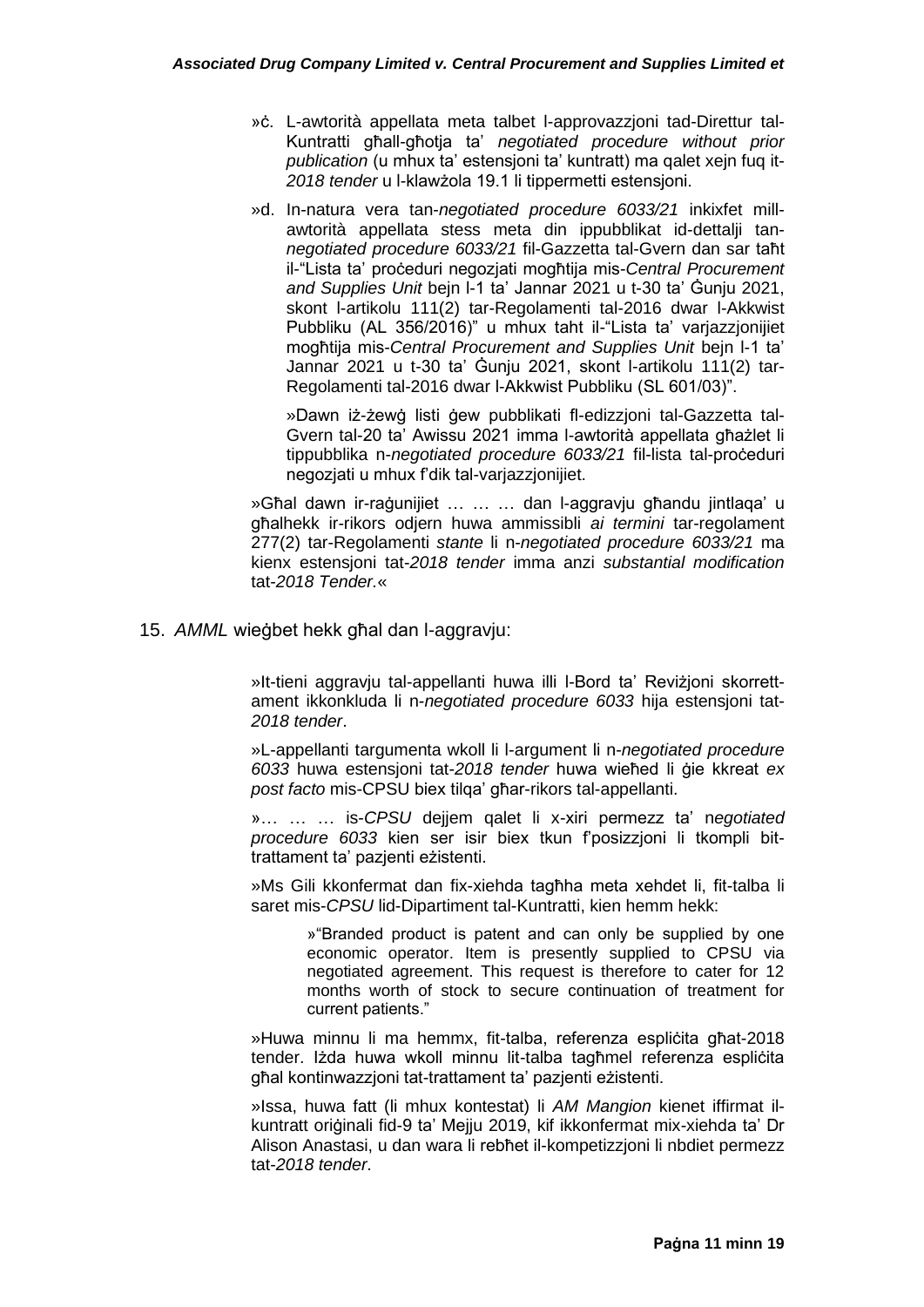»ċ. L-awtorità appellata meta talbet l-approvazzjoni tad-Direttur tal-Kuntratti għall-għotja ta' *negotiated procedure without prior publication* (u mhux ta' estensjoni ta' kuntratt) ma qalet xejn fuq it-*2018 tender* u l-klawżola 19.1 li tippermetti estensjoni.

»d. In-natura vera tan-*negotiated procedure 6033/21* inkixfet mill-awtorità appellata stess meta din ippubblikat id-dettalji tan-*negotiated procedure 6033/21* fil-Gazzetta tal-Gvern dan sar taħt il-"Lista ta' proċeduri negozjati mogħtija mis-*Central Procurement and Supplies Unit* bejn l-1 ta' Jannar 2021 u t-30 ta' Ġunju 2021, skont l-artikolu 111(2) tar-Regolamenti tal-2016 dwar l-Akkwist Pubbliku (AL 356/2016)" u mhux taht il-"Lista ta' varjazzjonijiet mogħtija mis-*Central Procurement and Supplies Unit* bejn l-1 ta' Jannar 2021 u t-30 ta' Ġunju 2021, skont l-artikolu 111(2) tar-Regolamenti tal-2016 dwar l-Akkwist Pubbliku (SL 601/03)".

»Dawn iż-żewġ listi ġew pubblikati fl-edizzjoni tal-Gazzetta tal-Gvern tal-20 ta' Awissu 2021 imma l-awtorità appellata għażlet li tippubblika n-*negotiated procedure 6033/21* fil-lista tal-proċeduri negozjati u mhux f'dik tal-varjazzjonijiet.

»Għal dawn ir-raġunijiet … … … dan l-aggravju għandu jintlaqa' u għalhekk ir-rikors odjern huwa ammissibli *ai termini* tar-regolament 277(2) tar-Regolamenti *stante* li n-*negotiated procedure 6033/21* ma kienx estensjoni tat-*2018 tender* imma anzi *substantial modification* tat-*2018 Tender.*«

15. *AMML* wieġbet hekk għal dan l-aggravju:

»It-tieni aggravju tal-appellanti huwa illi l-Bord ta' Reviżjoni skorrett-ament ikkonkluda li n-*negotiated procedure 6033* hija estensjoni tat-*2018 tender*.

»L-appellanti targumenta wkoll li l-argument li n-*negotiated procedure 6033* huwa estensjoni tat-*2018 tender* huwa wieħed li ġie kkreat *ex post facto* mis-CPSU biex tilqa' għar-rikors tal-appellanti.

»… … … is-*CPSU* dejjem qalet li x-xiri permezz ta' n*egotiated procedure 6033* kien ser isir biex tkun f'posizzjoni li tkompli bit-trattament ta' pazjenti eżistenti.

»Ms Gili kkonfermat dan fix-xiehda tagħha meta xehdet li, fit-talba li saret mis-*CPSU* lid-Dipartiment tal-Kuntratti, kien hemm hekk:

> »"Branded product is patent and can only be supplied by one economic operator. Item is presently supplied to CPSU via negotiated agreement. This request is therefore to cater for 12 months worth of stock to secure continuation of treatment for current patients."

»Huwa minnu li ma hemmx, fit-talba, referenza espliċita għat-2018 tender. Iżda huwa wkoll minnu lit-talba tagħmel referenza espliċita għal kontinwazzjoni tat-trattament ta' pazjenti eżistenti.

»Issa, huwa fatt (li mhux kontestat) li *AM Mangion* kienet iffirmat il-kuntratt oriġinali fid-9 ta' Mejju 2019, kif ikkonfermat mix-xiehda ta' Dr Alison Anastasi, u dan wara li rebħet il-kompetizzjoni li nbdiet permezz tat-*2018 tender*.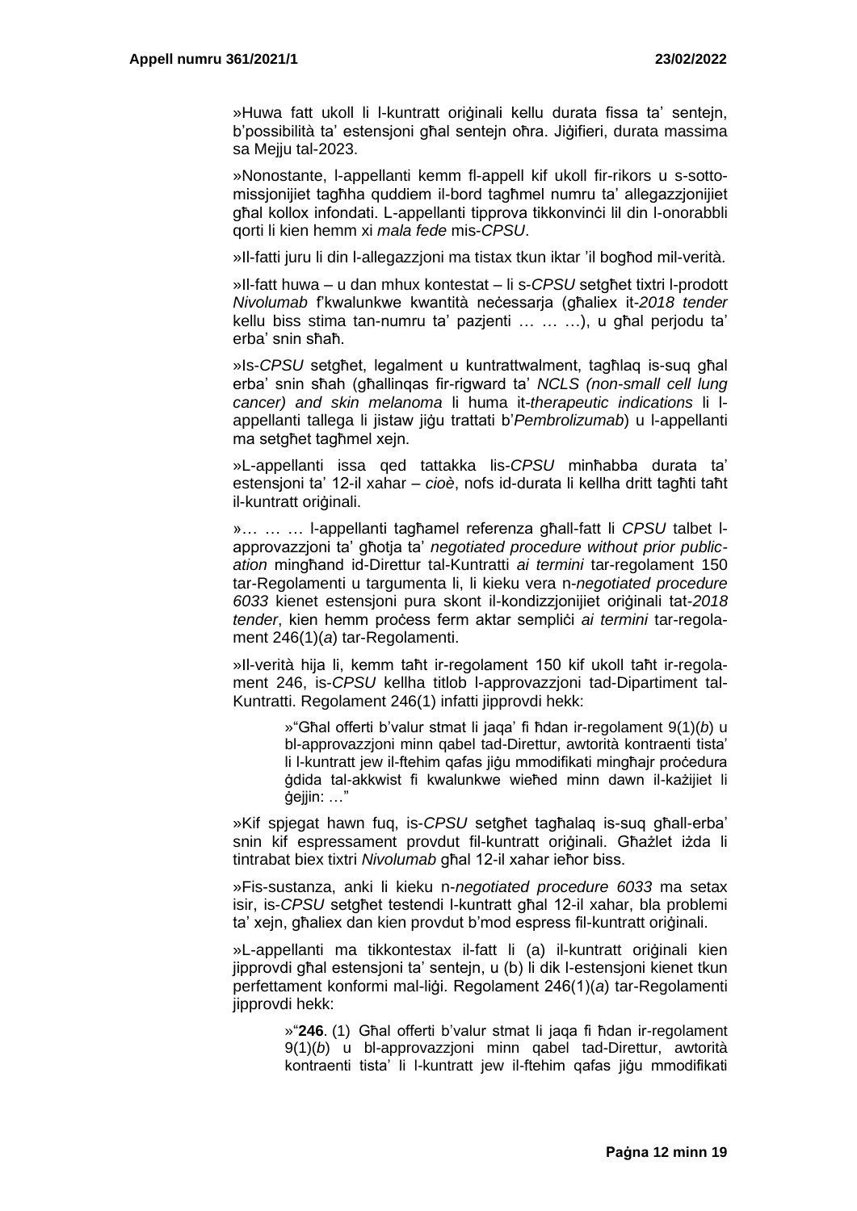»Huwa fatt ukoll li l-kuntratt oriġinali kellu durata fissa ta' sentejn, b'possibilità ta' estensjoni għal sentejn oħra. Jiġifieri, durata massima sa Mejju tal-2023.

»Nonostante, l-appellanti kemm fl-appell kif ukoll fir-rikors u s-sotto-missjonijiet tagħha quddiem il-bord tagħmel numru ta' allegazzjonijiet għal kollox infondati. L-appellanti tipprova tikkonvinċi lil din l-onorabbli qorti li kien hemm xi *mala fede* mis-*CPSU*.

»Il-fatti juru li din l-allegazzjoni ma tistax tkun iktar 'il bogħod mil-verità.

»Il-fatt huwa – u dan mhux kontestat – li s-*CPSU* setgħet tixtri l-prodott *Nivolumab* f'kwalunkwe kwantità neċessarja (għaliex it-*2018 tender* kellu biss stima tan-numru ta' pazjenti … … …), u għal perjodu ta' erba' snin sħaħ.

»Is-*CPSU* setgħet, legalment u kuntrattwalment, tagħlaq is-suq għal erba' snin sħaħ (għallinqas fir-rigward ta' *NCLS (non-small cell lung cancer) and skin melanoma* li huma it-*therapeutic indications* li l-appellanti tallega li jistaw jiġu trattati b'*Pembrolizumab*) u l-appellanti ma setgħet tagħmel xejn.

»L-appellanti issa qed tattakka lis-*CPSU* minħabba durata ta' estensjoni ta' 12-il xahar – *cioè*, nofs id-durata li kellha dritt tagħti taħt il-kuntratt oriġinali.

»… … … l-appellanti tagħamel referenza għall-fatt li *CPSU* talbet l-approvazzjoni ta' għotja ta' *negotiated procedure without prior publication* mingħand id-Direttur tal-Kuntratti *ai termini* tar-regolament 150 tar-Regolamenti u targumenta li, li kieku vera n-*negotiated procedure 6033* kienet estensjoni pura skont il-kondizzjonijiet oriġinali tat-*2018 tender*, kien hemm proċess ferm aktar sempliċi *ai termini* tar-regolament 246(1)(*a*) tar-Regolamenti.

»Il-verità hija li, kemm taħt ir-regolament 150 kif ukoll taħt ir-regolament 246, is-*CPSU* kellha titlob l-approvazzjoni tad-Dipartiment tal-Kuntratti. Regolament 246(1) infatti jipprovdi hekk:

> »"Għal offerti b'valur stmat li jaqa' fi ħdan ir-regolament 9(1)(*b*) u bl-approvazzjoni minn qabel tad-Direttur, awtorità kontraenti tista' li l-kuntratt jew il-ftehim qafas jiġu mmodifikati mingħajr proċedura ġdida tal-akkwist fi kwalunkwe wieħed minn dawn il-każijiet li ġejjin: …"

»Kif spjegat hawn fuq, is-*CPSU* setgħet tagħalaq is-suq għall-erba' snin kif espressament provdut fil-kuntratt oriġinali. Għażlet iżda li tintrabat biex tixtri *Nivolumab* għal 12-il xahar ieħor biss.

»Fis-sustanza, anki li kieku n-*negotiated procedure 6033* ma setax isir, is-*CPSU* setgħet testendi l-kuntratt għal 12-il xahar, bla problemi ta' xejn, għaliex dan kien provdut b'mod espress fil-kuntratt oriġinali.

»L-appellanti ma tikkontestax il-fatt li (a) il-kuntratt oriġinali kien jipprovdi għal estensjoni ta' sentejn, u (b) li dik l-estensjoni kienet tkun perfettament konformi mal-liġi. Regolament 246(1)(*a*) tar-Regolamenti jipprovdi hekk:

> »"**246**. (1) Għal offerti b'valur stmat li jaqa fi ħdan ir-regolament 9(1)(*b*) u bl-approvazzjoni minn qabel tad-Direttur, awtorità kontraenti tista' li l-kuntratt jew il-ftehim qafas jiġu mmodifikati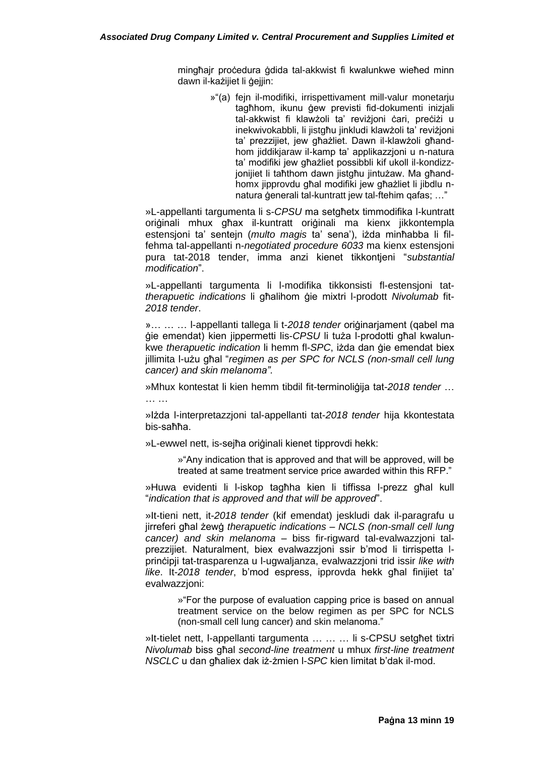mingħajr proċedura ġdida tal-akkwist fi kwalunkwe wieħed minn dawn il-każijiet li ġejjin:

> »"(a) fejn il-modifiki, irrispettivament mill-valur monetarju tagħhom, ikunu ġew previsti fid-dokumenti inizjali tal-akkwist fi klawżoli ta' reviżjoni ċari, preċiżi u inekwivokabbli, li jistgħu jinkludi klawżoli ta' reviżjoni ta' prezzijiet, jew għażliet. Dawn il-klawżoli għandhom jiddikjaraw il-kamp ta' applikazzjoni u n-natura ta' modifiki jew għażliet possibbli kif ukoll il-kondizzjonijiet li taħthom dawn jistgħu jintużaw. Ma għandhomx jipprovdu għal modifiki jew għażliet li jibdlu n-natura ġenerali tal-kuntratt jew tal-ftehim qafas; …"

»L-appellanti targumenta li s-*CPSU* ma setgħetx timmodifika l-kuntratt oriġinali mhux għax il-kuntratt oriġinali ma kienx jikkontempla estensjoni ta' sentejn (*multo magis* ta' sena'), iżda minħabba li fil-fehma tal-appellanti n-*negotiated procedure 6033* ma kienx estensjoni pura tat-2018 tender, imma anzi kienet tikkontjeni "*substantial modification*".

»L-appellanti targumenta li l-modifika tikkonsisti fl-estensjoni tat-*therapuetic indications* li għalihom ġie mixtri l-prodott *Nivolumab* fit-*2018 tender*.

»… … … l-appellanti tallega li t-*2018 tender* oriġinarjament (qabel ma ġie emendat) kien jippermetti lis-*CPSU* li tuża l-prodotti għal kwalunkwe *therapuetic indication* li hemm fl-*SPC*, iżda dan ġie emendat biex jillimita l-użu għal "*regimen as per SPC for NCLS (non-small cell lung cancer) and skin melanoma".*

»Mhux kontestat li kien hemm tibdil fit-terminoliġija tat-*2018 tender* … … …

»Iżda l-interpretazzjoni tal-appellanti tat-*2018 tender* hija kkontestata bis-saħħa.

»L-ewwel nett, is-sejħa oriġinali kienet tipprovdi hekk:

> »"Any indication that is approved and that will be approved, will be treated at same treatment service price awarded within this RFP."

»Huwa evidenti li l-iskop tagħha kien li tiffissa l-prezz għal kull "*indication that is approved and that will be approved*".

»It-tieni nett, it-*2018 tender* (kif emendat) jeskludi dak il-paragrafu u jirreferi għal żewġ *therapuetic indications – NCLS (non-small cell lung cancer) and skin melanoma* – biss fir-rigward tal-evalwazzjoni tal-prezzijiet. Naturalment, biex evalwazzjoni ssir b'mod li tirrispetta l-prinċipji tat-trasparenza u l-ugwaljanza, evalwazzjoni trid issir *like with like*. It-*2018 tender*, b'mod espress, ipprovda hekk għal finijiet ta' evalwazzjoni:

> »"For the purpose of evaluation capping price is based on annual treatment service on the below regimen as per SPC for NCLS (non-small cell lung cancer) and skin melanoma."

»It-tielet nett, l-appellanti targumenta … … … li s-CPSU setgħet tixtri *Nivolumab* biss għal *second-line treatment* u mhux *first-line treatment NSCLC* u dan għaliex dak iż-żmien l-*SPC* kien limitat b'dak il-mod.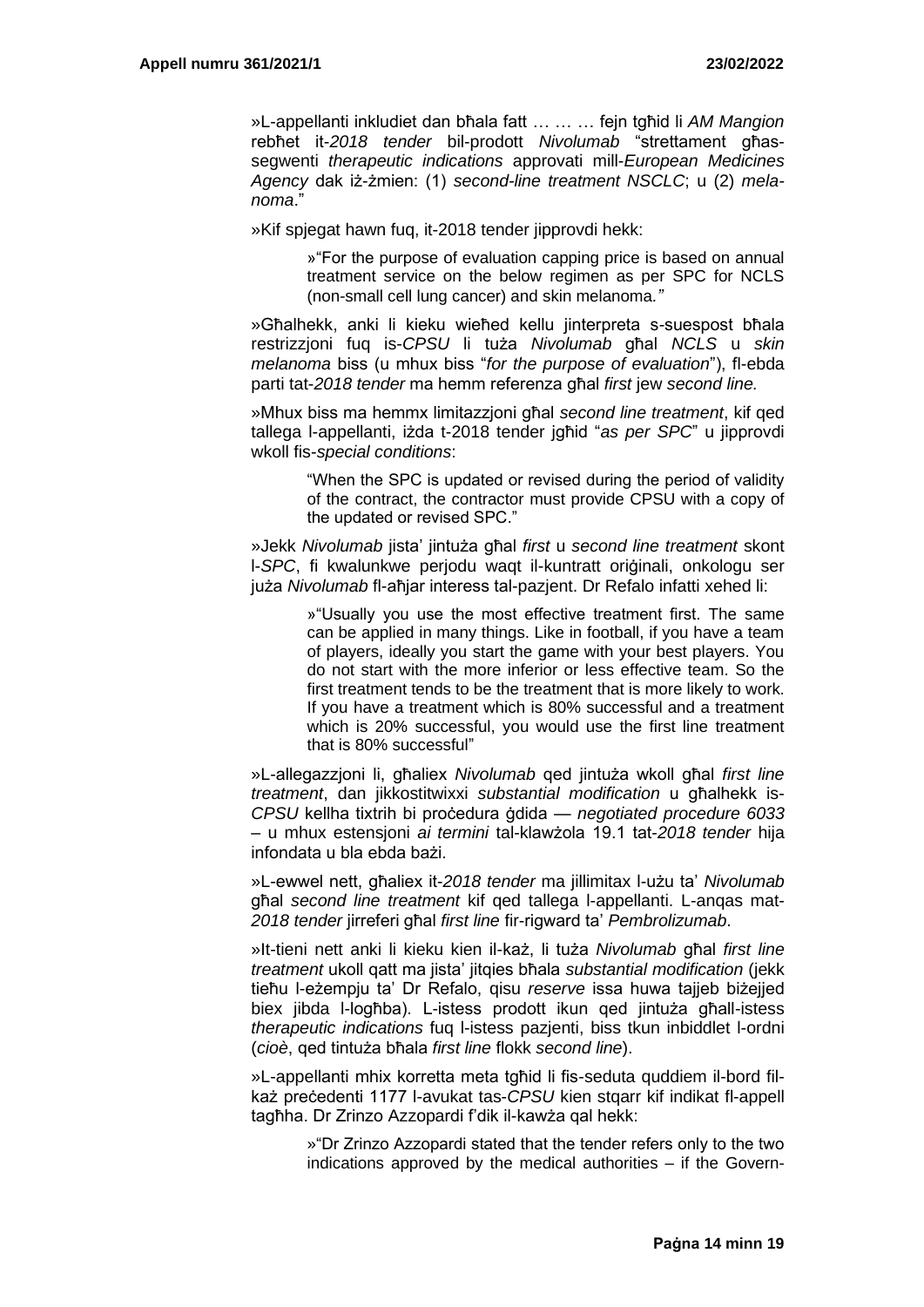»L-appellanti inkludiet dan bħala fatt … … … fejn tgħid li *AM Mangion* rebħet it-*2018 tender* bil-prodott *Nivolumab* "strettament għas-segwenti *therapeutic indications* approvati mill-*European Medicines Agency* dak iż-żmien: (1) *second-line treatment NSCLC*; u (2) *melanoma*."

»Kif spjegat hawn fuq, it-2018 tender jipprovdi hekk:

> »"For the purpose of evaluation capping price is based on annual treatment service on the below regimen as per SPC for NCLS (non-small cell lung cancer) and skin melanoma.*"*

»Għalhekk, anki li kieku wieħed kellu jinterpreta s-suespost bħala restrizzjoni fuq is-*CPSU* li tuża *Nivolumab* għal *NCLS* u *skin melanoma* biss (u mhux biss "*for the purpose of evaluation*"), fl-ebda parti tat-*2018 tender* ma hemm referenza għal *first* jew *second line.*

»Mhux biss ma hemmx limitazzjoni għal *second line treatment*, kif qed tallega l-appellanti, iżda t-2018 tender jgħid "*as per SPC*" u jipprovdi wkoll fis-*special conditions*:

> "When the SPC is updated or revised during the period of validity of the contract, the contractor must provide CPSU with a copy of the updated or revised SPC."

»Jekk *Nivolumab* jista' jintuża għal *first* u *second line treatment* skont l-*SPC*, fi kwalunkwe perjodu waqt il-kuntratt oriġinali, onkologu ser juża *Nivolumab* fl-aħjar interess tal-pazjent. Dr Refalo infatti xehed li:

> »"Usually you use the most effective treatment first. The same can be applied in many things. Like in football, if you have a team of players, ideally you start the game with your best players. You do not start with the more inferior or less effective team. So the first treatment tends to be the treatment that is more likely to work. If you have a treatment which is 80% successful and a treatment which is 20% successful, you would use the first line treatment that is 80% successful"

»L-allegazzjoni li, għaliex *Nivolumab* qed jintuża wkoll għal *first line treatment*, dan jikkostitwixxi *substantial modification* u għalhekk is-*CPSU* kellha tixtrih bi proċedura ġdida — *negotiated procedure 6033* – u mhux estensjoni *ai termini* tal-klawżola 19.1 tat-*2018 tender* hija infondata u bla ebda bażi.

»L-ewwel nett, għaliex it-*2018 tender* ma jillimitax l-użu ta' *Nivolumab* għal *second line treatment* kif qed tallega l-appellanti. L-anqas mat-*2018 tender* jirreferi għal *first line* fir-rigward ta' *Pembrolizumab*.

»It-tieni nett anki li kieku kien il-każ, li tuża *Nivolumab* għal *first line treatment* ukoll qatt ma jista' jitqies bħala *substantial modification* (jekk tieħu l-eżempju ta' Dr Refalo, qisu *reserve* issa huwa tajjeb biżejjed biex jibda l-logħba). L-istess prodott ikun qed jintuża għall-istess *therapeutic indications* fuq l-istess pazjenti, biss tkun inbiddlet l-ordni (*cioè*, qed tintuża bħala *first line* flokk *second line*).

»L-appellanti mhix korretta meta tgħid li fis-seduta quddiem il-bord fil-każ preċedenti 1177 l-avukat tas-*CPSU* kien stqarr kif indikat fl-appell tagħha. Dr Zrinzo Azzopardi f'dik il-kawża qal hekk:

> »"Dr Zrinzo Azzopardi stated that the tender refers only to the two indications approved by the medical authorities – if the Govern-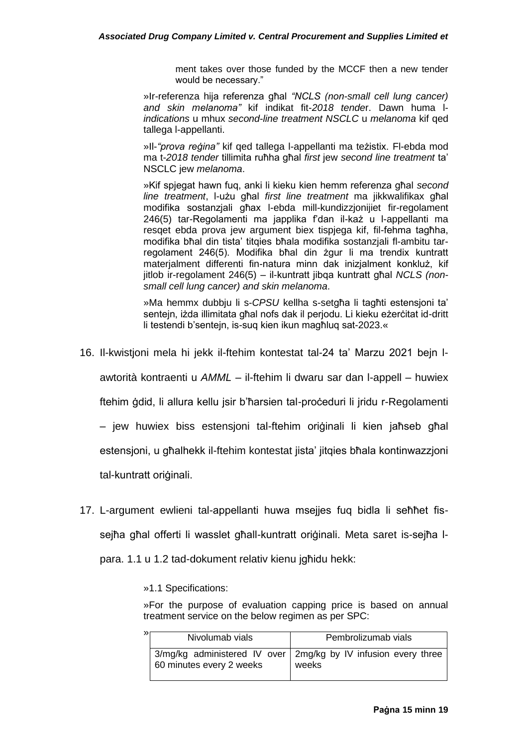ment takes over those funded by the MCCF then a new tender would be necessary."

»Ir-referenza hija referenza għal *"NCLS (non-small cell lung cancer) and skin melanoma"* kif indikat fit-*2018 tende*r. Dawn huma l-*indications* u mhux *second-line treatment NSCLC* u *melanoma* kif qed tallega l-appellanti.

»Il-*"prova reġina"* kif qed tallega l-appellanti ma teżistix. Fl-ebda mod ma t-*2018 tender* tillimita ruħha għal *first* jew *second line treatment* ta' NSCLC jew *melanoma*.

»Kif spjegat hawn fuq, anki li kieku kien hemm referenza għal *second line treatment*, l-użu għal *first line treatment* ma jikkwalifikax għal modifika sostanzjali għax l-ebda mill-kundizzjonijiet fir-regolament 246(5) tar-Regolamenti ma japplika f'dan il-każ u l-appellanti ma resqet ebda prova jew argument biex tispjega kif, fil-fehma tagħha, modifika bħal din tista' titqies bħala modifika sostanzjali fl-ambitu tar-regolament 246(5). Modifika bħal din żgur li ma trendix kuntratt materjalment differenti fin-natura minn dak inizjalment konkluż, kif jitlob ir-regolament 246(5) – il-kuntratt jibqa kuntratt għal *NCLS (non-small cell lung cancer) and skin melanoma*.

»Ma hemmx dubbju li s-*CPSU* kellha s-setgħa li tagħti estensjoni ta' sentejn, iżda illimitata għal nofs dak il perjodu. Li kieku eżerċitat id-dritt li testendi b'sentejn, is-suq kien ikun magħluq sat-2023.«

16. Il-kwistjoni mela hi jekk il-ftehim kontestat tal-24 ta' Marzu 2021 bejn l-awtorità kontraenti u *AMML* – il-ftehim li dwaru sar dan l-appell – huwiex ftehim ġdid, li allura kellu jsir b'ħarsien tal-proċeduri li jridu r-Regolamenti – jew huwiex biss estensjoni tal-ftehim oriġinali li kien jaħseb għal estensjoni, u għalhekk il-ftehim kontestat jista' jitqies bħala kontinwazzjoni tal-kuntratt oriġinali.

17. L-argument ewlieni tal-appellanti huwa msejjes fuq bidla li seħħet fis-sejħa għal offerti li wasslet għall-kuntratt oriġinali. Meta saret is-sejħa l-para. 1.1 u 1.2 tad-dokument relativ kienu jgħidu hekk:

»1.1 Specifications:

»For the purpose of evaluation capping price is based on annual treatment service on the below regimen as per SPC:

»

| Nivolumab vials | Pembrolizumab vials |
|---|---|
| 3/mg/kg administered IV over 60 minutes every 2 weeks | 2mg/kg by IV infusion every three weeks |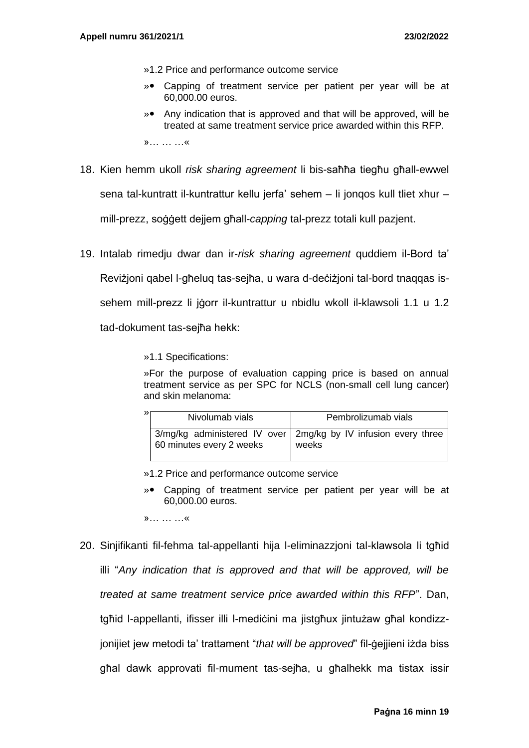»1.2 Price and performance outcome service

»• Capping of treatment service per patient per year will be at 60,000.00 euros.

»• Any indication that is approved and that will be approved, will be treated at same treatment service price awarded within this RFP.

»… … …«

18. Kien hemm ukoll *risk sharing agreement* li bis-saħħa tiegħu għall-ewwel sena tal-kuntratt il-kuntrattur kellu jerfa' sehem – li jonqos kull tliet xhur – mill-prezz, soġġett dejjem għall-*capping* tal-prezz totali kull pazjent.

19. Intalab rimedju dwar dan ir-*risk sharing agreement* quddiem il-Bord ta' Reviżjoni qabel l-għeluq tas-sejħa, u wara d-deċiżjoni tal-bord tnaqqas is-sehem mill-prezz li jġorr il-kuntrattur u nbidlu wkoll il-klawsoli 1.1 u 1.2 tad-dokument tas-sejħa hekk:

»1.1 Specifications:

»For the purpose of evaluation capping price is based on annual treatment service as per SPC for NCLS (non-small cell lung cancer) and skin melanoma:

»

| Nivolumab vials | Pembrolizumab vials |
|---|---|
| 3/mg/kg administered IV over 60 minutes every 2 weeks | 2mg/kg by IV infusion every three weeks |

»1.2 Price and performance outcome service

»• Capping of treatment service per patient per year will be at 60,000.00 euros.

»… … …«

20. Sinjifikanti fil-fehma tal-appellanti hija l-eliminazzjoni tal-klawsola li tgħid illi "*Any indication that is approved and that will be approved, will be treated at same treatment service price awarded within this RFP*". Dan, tgħid l-appellanti, ifisser illi l-mediċini ma jistgħux jintużaw għal kondizzjonijiet jew metodi ta' trattament "*that will be approved*" fil-ġejjieni iżda biss għal dawk approvati fil-mument tas-sejħa, u għalhekk ma tistax issir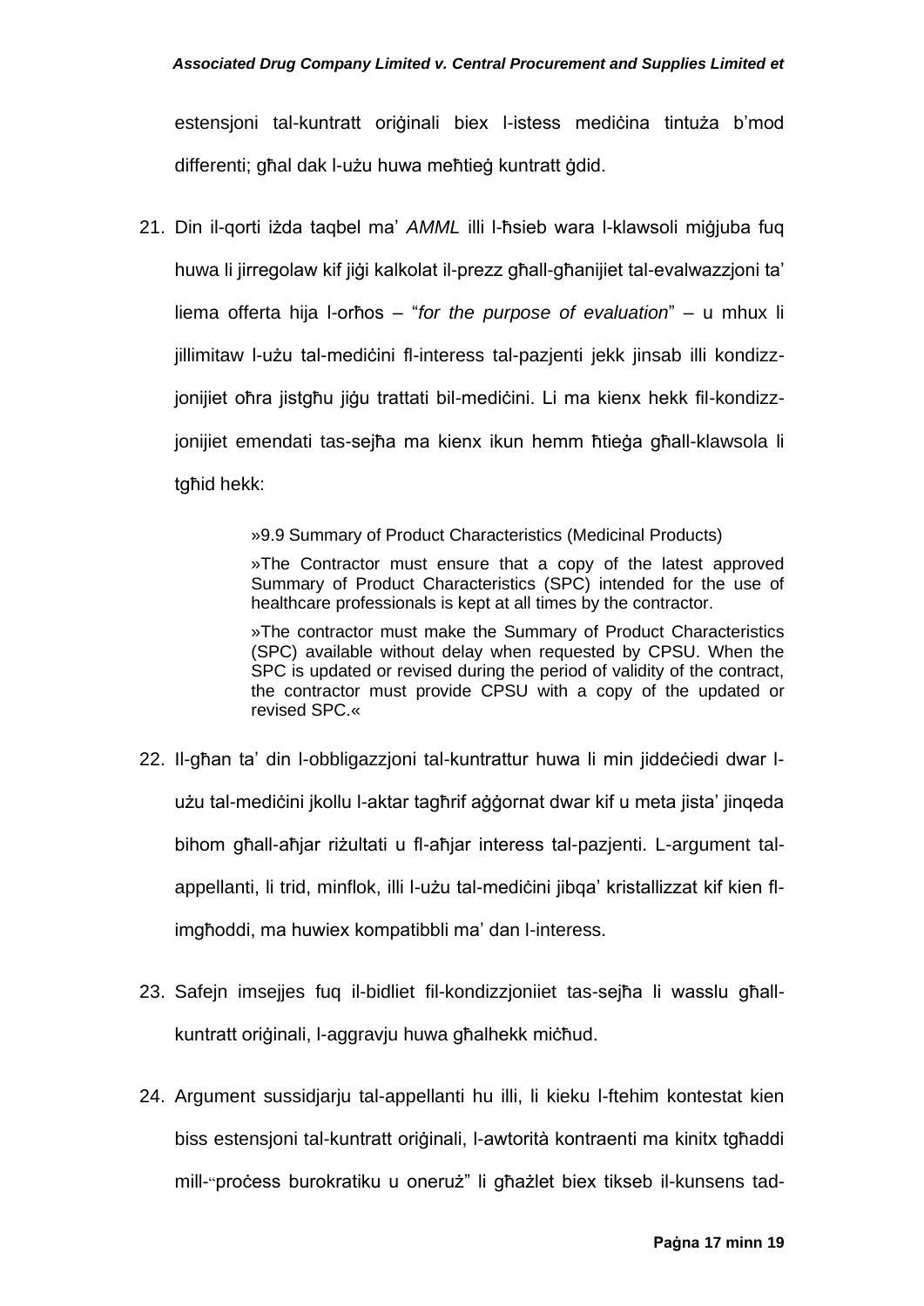estensjoni tal-kuntratt oriġinali biex l-istess mediċina tintuża b'mod differenti; għal dak l-użu huwa meħtieġ kuntratt ġdid.

21. Din il-qorti iżda taqbel ma' *AMML* illi l-ħsieb wara l-klawsoli miġjuba fuq huwa li jirregolaw kif jiġi kalkolat il-prezz għall-għanijiet tal-evalwazzjoni ta' liema offerta hija l-orħos – "*for the purpose of evaluation*" – u mhux li jillimitaw l-użu tal-mediċini fl-interess tal-pazjenti jekk jinsab illi kondizzjonijiet oħra jistgħu jiġu trattati bil-mediċini. Li ma kienx hekk fil-kondizzjonijiet emendati tas-sejħa ma kienx ikun hemm ħtieġa għall-klawsola li tgħid hekk:

> »9.9 Summary of Product Characteristics (Medicinal Products)
>
> »The Contractor must ensure that a copy of the latest approved Summary of Product Characteristics (SPC) intended for the use of healthcare professionals is kept at all times by the contractor.
>
> »The contractor must make the Summary of Product Characteristics (SPC) available without delay when requested by CPSU. When the SPC is updated or revised during the period of validity of the contract, the contractor must provide CPSU with a copy of the updated or revised SPC.«

22. Il-għan ta' din l-obbligazzjoni tal-kuntrattur huwa li min jiddeċiedi dwar l-użu tal-mediċini jkollu l-aktar tagħrif aġġornat dwar kif u meta jista' jinqeda bihom għall-aħjar riżultati u fl-aħjar interess tal-pazjenti. L-argument tal-appellanti, li trid, minflok, illi l-użu tal-mediċini jibqa' kristallizzat kif kien fl-imgħoddi, ma huwiex kompatibbli ma' dan l-interess.

23. Safejn imsejjes fuq il-bidliet fil-kondizzjoniiet tas-sejħa li wasslu għall-kuntratt oriġinali, l-aggravju huwa għalhekk miċħud.

24. Argument sussidjarju tal-appellanti hu illi, li kieku l-ftehim kontestat kien biss estensjoni tal-kuntratt oriġinali, l-awtorità kontraenti ma kinitx tgħaddi mill-"proċess burokratiku u oneruż" li għażlet biex tikseb il-kunsens tad-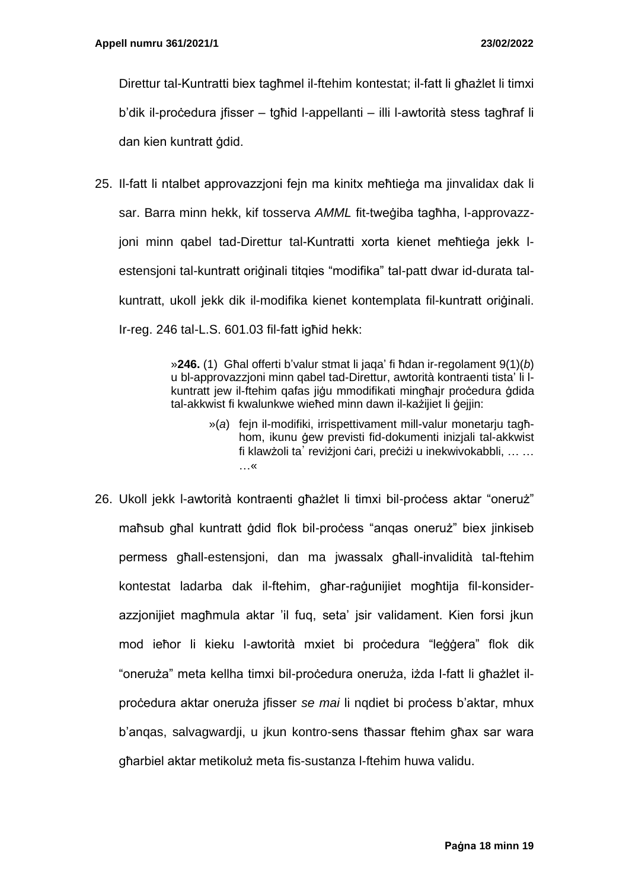Direttur tal-Kuntratti biex tagħmel il-ftehim kontestat; il-fatt li għażlet li timxi b'dik il-proċedura jfisser – tgħid l-appellanti – illi l-awtorità stess tagħraf li dan kien kuntratt ġdid.

25. Il-fatt li ntalbet approvazzjoni fejn ma kinitx meħtieġa ma jinvalidax dak li sar. Barra minn hekk, kif tosserva *AMML* fit-tweġiba tagħha, l-approvazzjoni minn qabel tad-Direttur tal-Kuntratti xorta kienet meħtieġa jekk l-estensjoni tal-kuntratt oriġinali titqies "modifika" tal-patt dwar id-durata tal-kuntratt, ukoll jekk dik il-modifika kienet kontemplata fil-kuntratt oriġinali. Ir-reg. 246 tal-L.S. 601.03 fil-fatt igħid hekk:

> »**246.** (1) Għal offerti b'valur stmat li jaqa' fi ħdan ir-regolament 9(1)(*b*) u bl-approvazzjoni minn qabel tad-Direttur, awtorità kontraenti tista' li l-kuntratt jew il-ftehim qafas jiġu mmodifikati mingħajr proċedura ġdida tal-akkwist fi kwalunkwe wieħed minn dawn il-każijiet li ġejjin:
>
> »(*a*) fejn il-modifiki, irrispettivament mill-valur monetarju tagħhom, ikunu ġew previsti fid-dokumenti inizjali tal-akkwist fi klawżoli ta' reviżjoni ċari, preċiżi u inekwivokabbli, … … …«

26. Ukoll jekk l-awtorità kontraenti għażlet li timxi bil-proċess aktar "oneruż" maħsub għal kuntratt ġdid flok bil-proċess "anqas oneruż" biex jinkiseb permess għall-estensjoni, dan ma jwassalx għall-invalidità tal-ftehim kontestat ladarba dak il-ftehim, għar-raġunijiet mogħtija fil-konsiderazzjonijiet magħmula aktar 'il fuq, seta' jsir validament. Kien forsi jkun mod ieħor li kieku l-awtorità mxiet bi proċedura "leġġera" flok dik "oneruża" meta kellha timxi bil-proċedura oneruża, iżda l-fatt li għażlet il-proċedura aktar oneruża jfisser *se mai* li nqdiet bi proċess b'aktar, mhux b'anqas, salvagwardji, u jkun kontro-sens tħassar ftehim għax sar wara għarbiel aktar metikoluż meta fis-sustanza l-ftehim huwa validu.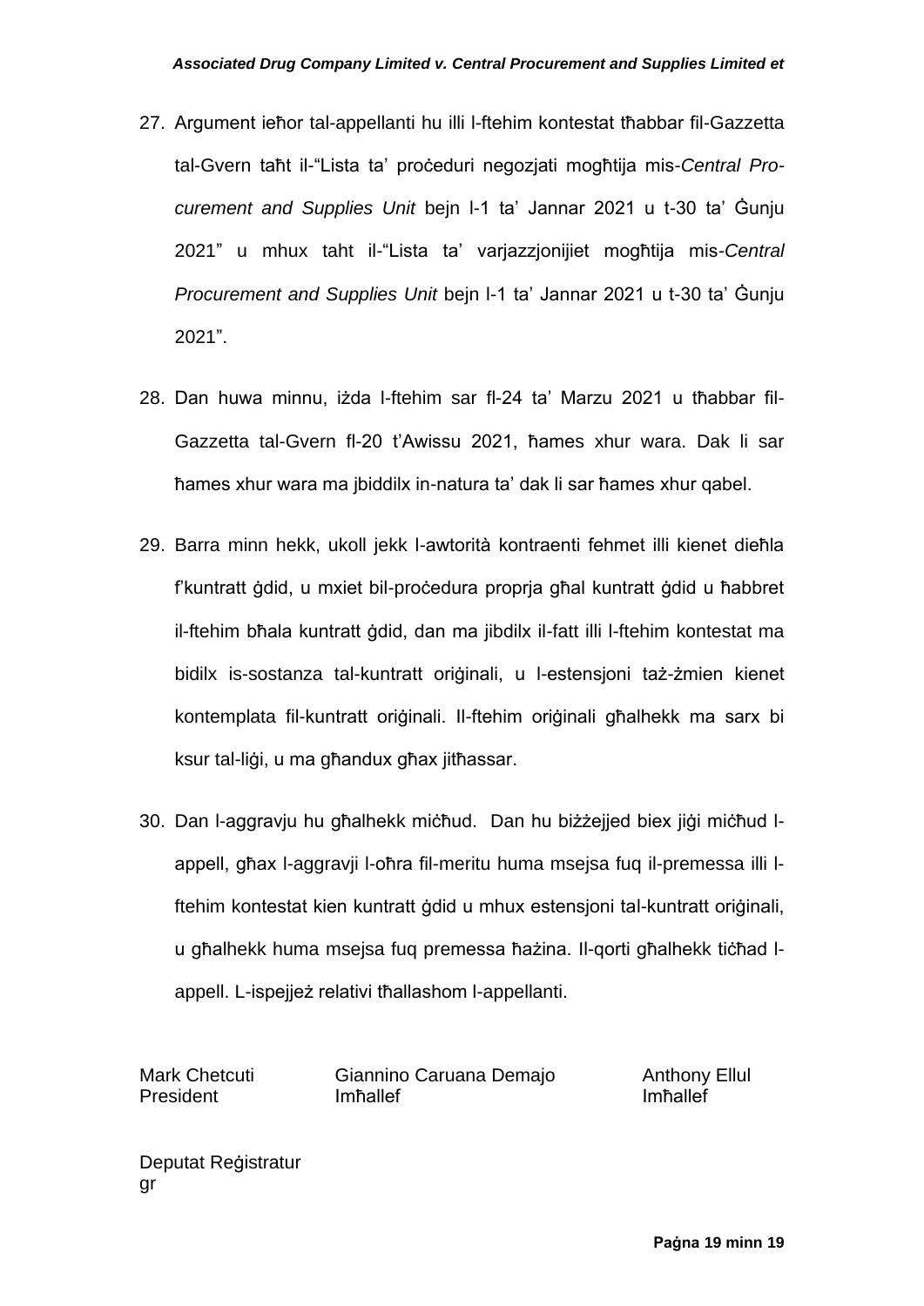27. Argument ieħor tal-appellanti hu illi l-ftehim kontestat tħabbar fil-Gazzetta tal-Gvern taħt il-"Lista ta' proċeduri negozjati mogħtija mis-*Central Procurement and Supplies Unit* bejn l-1 ta' Jannar 2021 u t-30 ta' Ġunju 2021" u mhux taht il-"Lista ta' varjazzjonijiet mogħtija mis-*Central Procurement and Supplies Unit* bejn l-1 ta' Jannar 2021 u t-30 ta' Ġunju 2021".

28. Dan huwa minnu, iżda l-ftehim sar fl-24 ta' Marzu 2021 u tħabbar fil-Gazzetta tal-Gvern fl-20 t'Awissu 2021, ħames xhur wara. Dak li sar ħames xhur wara ma jbiddilx in-natura ta' dak li sar ħames xhur qabel.

29. Barra minn hekk, ukoll jekk l-awtorità kontraenti fehmet illi kienet dieħla f'kuntratt ġdid, u mxiet bil-proċedura proprja għal kuntratt ġdid u ħabbret il-ftehim bħala kuntratt ġdid, dan ma jibdilx il-fatt illi l-ftehim kontestat ma bidilx is-sostanza tal-kuntratt oriġinali, u l-estensjoni taż-żmien kienet kontemplata fil-kuntratt oriġinali. Il-ftehim oriġinali għalhekk ma sarx bi ksur tal-liġi, u ma għandux għax jitħassar.

30. Dan l-aggravju hu għalhekk miċħud. Dan hu biżżejjed biex jiġi miċħud l-appell, għax l-aggravji l-oħra fil-meritu huma msejsa fuq il-premessa illi l-ftehim kontestat kien kuntratt ġdid u mhux estensjoni tal-kuntratt oriġinali, u għalhekk huma msejsa fuq premessa ħażina. Il-qorti għalhekk tiċħad l-appell. L-ispejjeż relativi tħallashom l-appellanti.

| | | |
|---|---|---|
| Mark Chetcuti<br>President | Giannino Caruana Demajo<br>Imħallef | Anthony Ellul<br>Imħallef |

Deputat Reġistratur
gr